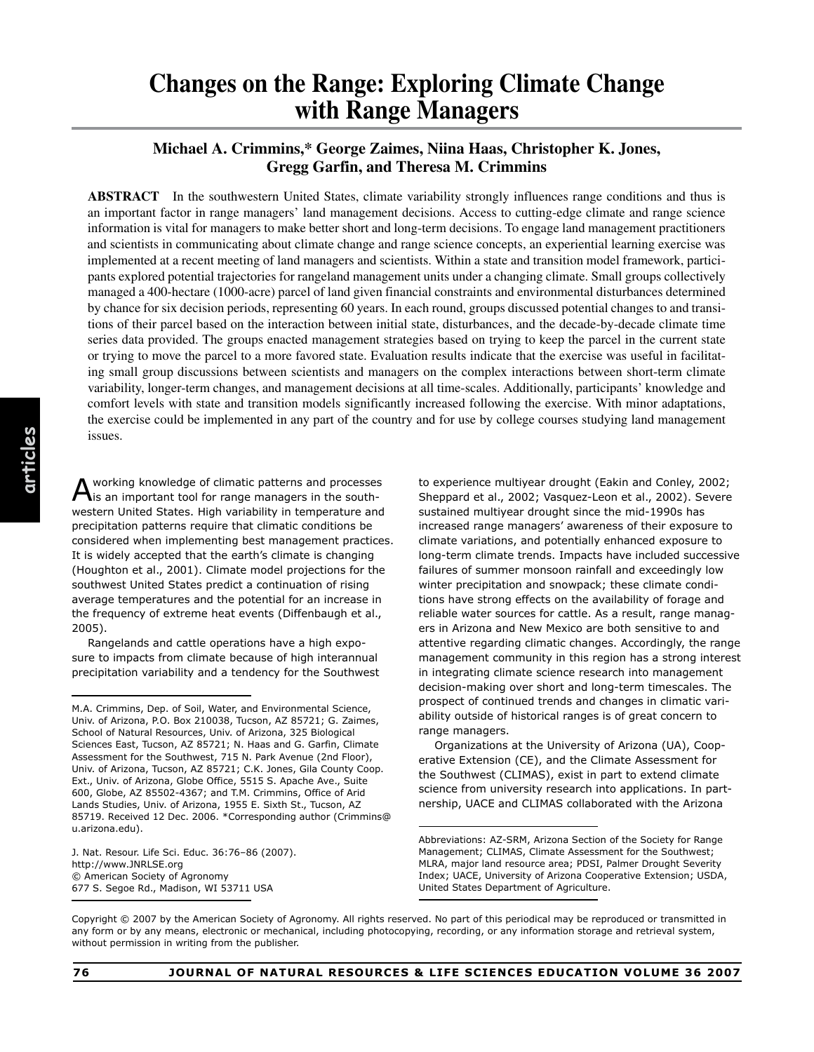# Changes on the Range: Exploring Climate Change with Range Managers

**Michael A. Crimmins,* George Zaimes, Niina Haas, Christopher K. Jones, Gregg Garfin, and Theresa M. Crimmins**

**ABSTRACT** In the southwestern United States, climate variability strongly influences range conditions and thus is an important factor in range managers' land management decisions. Access to cutting-edge climate and range science information is vital for managers to make better short and long-term decisions. To engage land management practitioners and scientists in communicating about climate change and range science concepts, an experiential learning exercise was implemented at a recent meeting of land managers and scientists. Within a state and transition model framework, participants explored potential trajectories for rangeland management units under a changing climate. Small groups collectively managed a 400-hectare (1000-acre) parcel of land given financial constraints and environmental disturbances determined by chance for six decision periods, representing 60 years. In each round, groups discussed potential changes to and transitions of their parcel based on the interaction between initial state, disturbances, and the decade-by-decade climate time series data provided. The groups enacted management strategies based on trying to keep the parcel in the current state or trying to move the parcel to a more favored state. Evaluation results indicate that the exercise was useful in facilitating small group discussions between scientists and managers on the complex interactions between short-term climate variability, longer-term changes, and management decisions at all time-scales. Additionally, participants' knowledge and comfort levels with state and transition models significantly increased following the exercise. With minor adaptations, the exercise could be implemented in any part of the country and for use by college courses studying land management issues.

A working knowledge of climatic patterns and processes is an important tool for range managers in the southwestern United States. High variability in temperature and precipitation patterns require that climatic conditions be considered when implementing best management practices. It is widely accepted that the earth's climate is changing (Houghton et al., 2001). Climate model projections for the southwest United States predict a continuation of rising average temperatures and the potential for an increase in the frequency of extreme heat events (Diffenbaugh et al., 2005).

Rangelands and cattle operations have a high exposure to impacts from climate because of high interannual precipitation variability and a tendency for the Southwest to experience multiyear drought (Eakin and Conley, 2002; Sheppard et al., 2002; Vasquez-Leon et al., 2002). Severe sustained multiyear drought since the mid-1990s has increased range managers' awareness of their exposure to climate variations, and potentially enhanced exposure to long-term climate trends. Impacts have included successive failures of summer monsoon rainfall and exceedingly low winter precipitation and snowpack; these climate conditions have strong effects on the availability of forage and reliable water sources for cattle. As a result, range managers in Arizona and New Mexico are both sensitive to and attentive regarding climatic changes. Accordingly, the range management community in this region has a strong interest in integrating climate science research into management decision-making over short and long-term timescales. The prospect of continued trends and changes in climatic variability outside of historical ranges is of great concern to range managers.

Organizations at the University of Arizona (UA), Cooperative Extension (CE), and the Climate Assessment for the Southwest (CLIMAS), exist in part to extend climate science from university research into applications. In partnership, UACE and CLIMAS collaborated with the Arizona

---

M.A. Crimmins, Dep. of Soil, Water, and Environmental Science, Univ. of Arizona, P.O. Box 210038, Tucson, AZ 85721; G. Zaimes, School of Natural Resources, Univ. of Arizona, 325 Biological Sciences East, Tucson, AZ 85721; N. Haas and G. Garfin, Climate Assessment for the Southwest, 715 N. Park Avenue (2nd Floor), Univ. of Arizona, Tucson, AZ 85721; C.K. Jones, Gila County Coop. Ext., Univ. of Arizona, Globe Office, 5515 S. Apache Ave., Suite 600, Globe, AZ 85502-4367; and T.M. Crimmins, Office of Arid Lands Studies, Univ. of Arizona, 1955 E. Sixth St., Tucson, AZ 85719. Received 12 Dec. 2006. *Corresponding author (Crimmins@u.arizona.edu).

J. Nat. Resour. Life Sci. Educ. 36:76–86 (2007).
http://www.JNRLSE.org
© American Society of Agronomy
677 S. Segoe Rd., Madison, WI 53711 USA

Abbreviations: AZ-SRM, Arizona Section of the Society for Range Management; CLIMAS, Climate Assessment for the Southwest; MLRA, major land resource area; PDSI, Palmer Drought Severity Index; UACE, University of Arizona Cooperative Extension; USDA, United States Department of Agriculture.

Copyright © 2007 by the American Society of Agronomy. All rights reserved. No part of this periodical may be reproduced or transmitted in any form or by any means, electronic or mechanical, including photocopying, recording, or any information storage and retrieval system, without permission in writing from the publisher.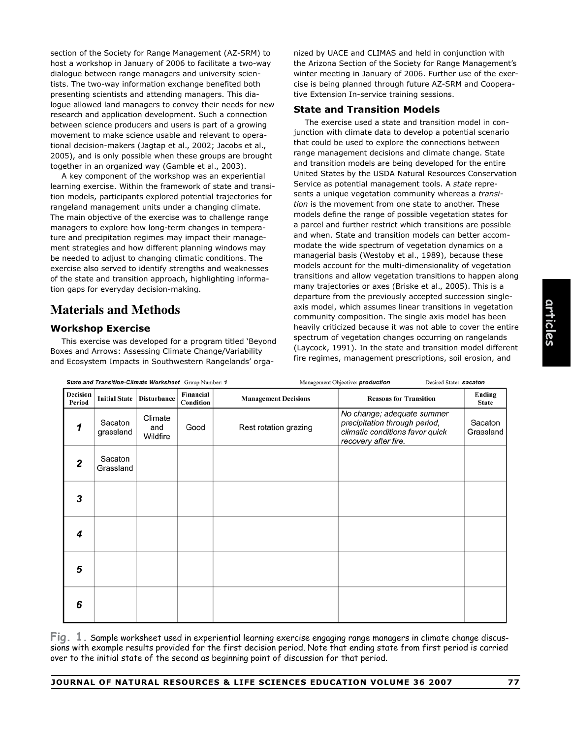section of the Society for Range Management (AZ-SRM) to host a workshop in January of 2006 to facilitate a two-way dialogue between range managers and university scientists. The two-way information exchange benefited both presenting scientists and attending managers. This dialogue allowed land managers to convey their needs for new research and application development. Such a connection between science producers and users is part of a growing movement to make science usable and relevant to operational decision-makers (Jagtap et al., 2002; Jacobs et al., 2005), and is only possible when these groups are brought together in an organized way (Gamble et al., 2003).

A key component of the workshop was an experiential learning exercise. Within the framework of state and transition models, participants explored potential trajectories for rangeland management units under a changing climate. The main objective of the exercise was to challenge range managers to explore how long-term changes in temperature and precipitation regimes may impact their management strategies and how different planning windows may be needed to adjust to changing climatic conditions. The exercise also served to identify strengths and weaknesses of the state and transition approach, highlighting information gaps for everyday decision-making.

# Materials and Methods

### Workshop Exercise

This exercise was developed for a program titled 'Beyond Boxes and Arrows: Assessing Climate Change/Variability and Ecosystem Impacts in Southwestern Rangelands' organized by UACE and CLIMAS and held in conjunction with the Arizona Section of the Society for Range Management's winter meeting in January of 2006. Further use of the exercise is being planned through future AZ-SRM and Cooperative Extension In-service training sessions.

### State and Transition Models

The exercise used a state and transition model in conjunction with climate data to develop a potential scenario that could be used to explore the connections between range management decisions and climate change. State and transition models are being developed for the entire United States by the USDA Natural Resources Conservation Service as potential management tools. A *state* represents a unique vegetation community whereas a *transition* is the movement from one state to another. These models define the range of possible vegetation states for a parcel and further restrict which transitions are possible and when. State and transition models can better accommodate the wide spectrum of vegetation dynamics on a managerial basis (Westoby et al., 1989), because these models account for the multi-dimensionality of vegetation transitions and allow vegetation transitions to happen along many trajectories or axes (Briske et al., 2005). This is a departure from the previously accepted succession single-axis model, which assumes linear transitions in vegetation community composition. The single axis model has been heavily criticized because it was not able to cover the entire spectrum of vegetation changes occurring on rangelands (Laycock, 1991). In the state and transition model different fire regimes, management prescriptions, soil erosion, and

***State and Transition-Climate Worksheet*** Group Number: ***1*** Management Objective: ***production*** Desired State: ***sacaton***

| Decision Period | Initial State | Disturbance | Financial Condition | Management Decisions | Reasons for Transition | Ending State |
|---|---|---|---|---|---|---|
| ***1*** | Sacaton grassland | Climate and Wildfire | Good | Rest rotation grazing | *No change; adequate summer precipitation through period, climatic conditions favor quick recovery after fire.* | Sacaton Grassland |
| ***2*** | Sacaton Grassland | | | | | |
| ***3*** | | | | | | |
| ***4*** | | | | | | |
| ***5*** | | | | | | |
| ***6*** | | | | | | |

Fig. 1. Sample worksheet used in experiential learning exercise engaging range managers in climate change discussions with example results provided for the first decision period. Note that ending state from first period is carried over to the initial state of the second as beginning point of discussion for that period.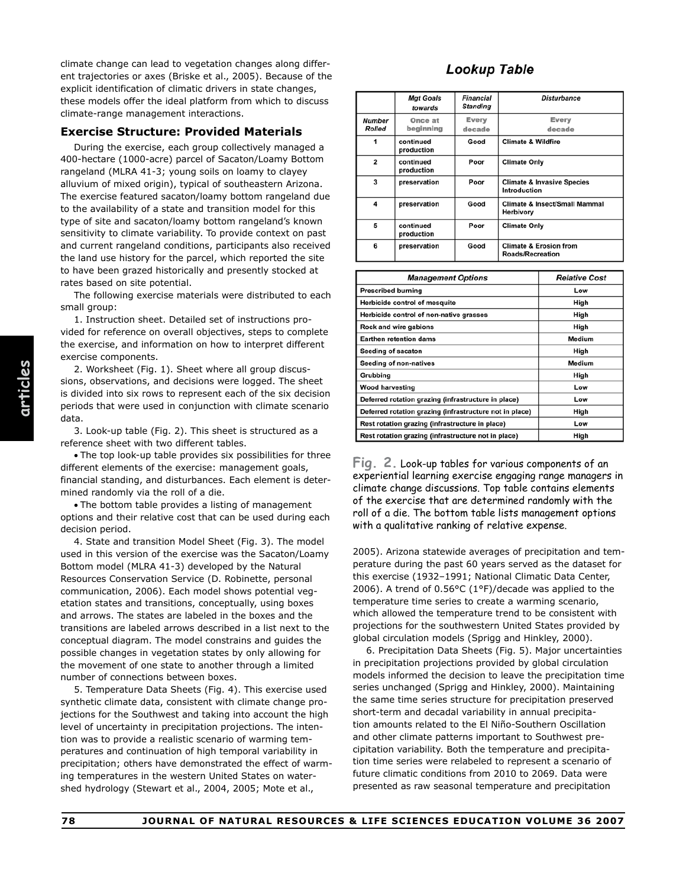climate change can lead to vegetation changes along different trajectories or axes (Briske et al., 2005). Because of the explicit identification of climatic drivers in state changes, these models offer the ideal platform from which to discuss climate-range management interactions.

## Exercise Structure: Provided Materials

During the exercise, each group collectively managed a 400-hectare (1000-acre) parcel of Sacaton/Loamy Bottom rangeland (MLRA 41-3; young soils on loamy to clayey alluvium of mixed origin), typical of southeastern Arizona. The exercise featured sacaton/loamy bottom rangeland due to the availability of a state and transition model for this type of site and sacaton/loamy bottom rangeland's known sensitivity to climate variability. To provide context on past and current rangeland conditions, participants also received the land use history for the parcel, which reported the site to have been grazed historically and presently stocked at rates based on site potential.

The following exercise materials were distributed to each small group:

1. Instruction sheet. Detailed set of instructions provided for reference on overall objectives, steps to complete the exercise, and information on how to interpret different exercise components.

2. Worksheet (Fig. 1). Sheet where all group discussions, observations, and decisions were logged. The sheet is divided into six rows to represent each of the six decision periods that were used in conjunction with climate scenario data.

3. Look-up table (Fig. 2). This sheet is structured as a reference sheet with two different tables.

- The top look-up table provides six possibilities for three different elements of the exercise: management goals, financial standing, and disturbances. Each element is determined randomly via the roll of a die.
- The bottom table provides a listing of management options and their relative cost that can be used during each decision period.

4. State and transition Model Sheet (Fig. 3). The model used in this version of the exercise was the Sacaton/Loamy Bottom model (MLRA 41-3) developed by the Natural Resources Conservation Service (D. Robinette, personal communication, 2006). Each model shows potential vegetation states and transitions, conceptually, using boxes and arrows. The states are labeled in the boxes and the transitions are labeled arrows described in a list next to the conceptual diagram. The model constrains and guides the possible changes in vegetation states by only allowing for the movement of one state to another through a limited number of connections between boxes.

5. Temperature Data Sheets (Fig. 4). This exercise used synthetic climate data, consistent with climate change projections for the Southwest and taking into account the high level of uncertainty in precipitation projections. The intention was to provide a realistic scenario of warming temperatures and continuation of high temporal variability in precipitation; others have demonstrated the effect of warming temperatures in the western United States on watershed hydrology (Stewart et al., 2004, 2005; Mote et al., 2005). Arizona statewide averages of precipitation and temperature during the past 60 years served as the dataset for this exercise (1932–1991; National Climatic Data Center, 2006). A trend of 0.56°C (1°F)/decade was applied to the temperature time series to create a warming scenario, which allowed the temperature trend to be consistent with projections for the southwestern United States provided by global circulation models (Sprigg and Hinkley, 2000).

6. Precipitation Data Sheets (Fig. 5). Major uncertainties in precipitation projections provided by global circulation models informed the decision to leave the precipitation time series unchanged (Sprigg and Hinkley, 2000). Maintaining the same time series structure for precipitation preserved short-term and decadal variability in annual precipitation amounts related to the El Niño-Southern Oscillation and other climate patterns important to Southwest precipitation variability. Both the temperature and precipitation time series were relabeled to represent a scenario of future climatic conditions from 2010 to 2069. Data were presented as raw seasonal temperature and precipitation

### Lookup Table

| | *Mgt Goals towards* | *Financial Standing* | *Disturbance* |
|---|---|---|---|
| ***Number Rolled*** | **Once at beginning** | **Every decade** | **Every decade** |
| 1 | continued production | Good | Climate & Wildfire |
| 2 | continued production | Poor | Climate Only |
| 3 | preservation | Poor | Climate & Invasive Species Introduction |
| 4 | preservation | Good | Climate & Insect/Small Mammal Herbivory |
| 5 | continued production | Poor | Climate Only |
| 6 | preservation | Good | Climate & Erosion from Roads/Recreation |

| *Management Options* | *Relative Cost* |
|---|---|
| Prescribed burning | Low |
| Herbicide control of mesquite | High |
| Herbicide control of non-native grasses | High |
| Rock and wire gabions | High |
| Earthen retention dams | Medium |
| Seeding of sacaton | High |
| Seeding of non-natives | Medium |
| Grubbing | High |
| Wood harvesting | Low |
| Deferred rotation grazing (infrastructure in place) | Low |
| Deferred rotation grazing (infrastructure not in place) | High |
| Rest rotation grazing (infrastructure in place) | Low |
| Rest rotation grazing (infrastructure not in place) | High |

Fig. 2. Look-up tables for various components of an experiential learning exercise engaging range managers in climate change discussions. Top table contains elements of the exercise that are determined randomly with the roll of a die. The bottom table lists management options with a qualitative ranking of relative expense.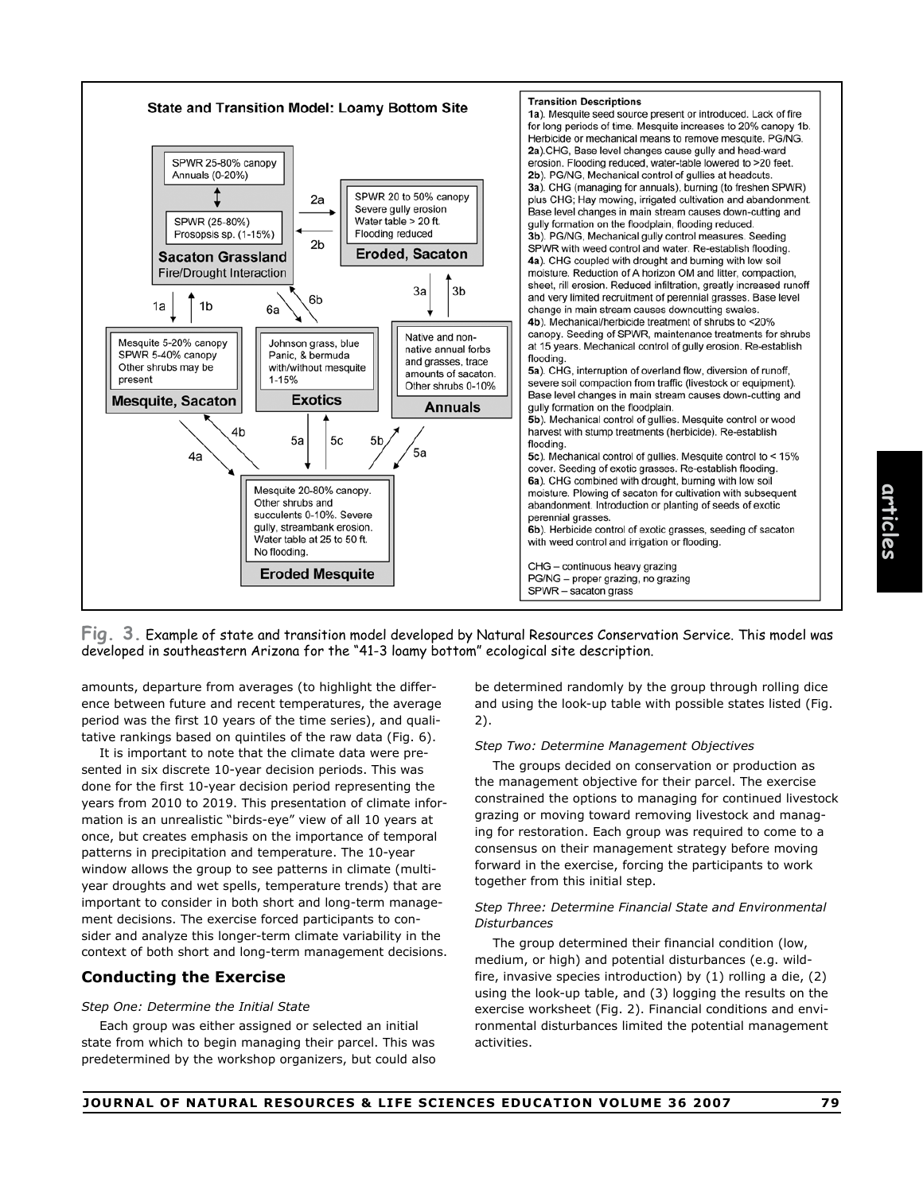**State and Transition Model: Loamy Bottom Site**

**Sacaton Grassland**
Fire/Drought Interaction
- SPWR 25-80% canopy; Annuals (0-20%)
- SPWR (25-80%); Prosopsis sp. (1-15%)

**Eroded, Sacaton**
SPWR 20 to 50% canopy; Severe gully erosion; Water table > 20 ft.; Flooding reduced

**Mesquite, Sacaton**
Mesquite 5-20% canopy; SPWR 5-40% canopy; Other shrubs may be present

**Exotics**
Johnson grass, blue Panic, & bermuda with/without mesquite 1-15%

**Annuals**
Native and non-native annual forbs and grasses, trace amounts of sacaton. Other shrubs 0-10%

**Eroded Mesquite**
Mesquite 20-80% canopy. Other shrubs and succulents 0-10%. Severe gully, streambank erosion. Water table at 25 to 50 ft. No flooding.

**Transition Descriptions**

**1a**). Mesquite seed source present or introduced. Lack of fire for long periods of time. Mesquite increases to 20% canopy 1b. Herbicide or mechanical means to remove mesquite. PG/NG.
**2a**).CHG, Base level changes cause gully and head-ward erosion. Flooding reduced, water-table lowered to >20 feet.
**2b**). PG/NG, Mechanical control of gullies at headcuts.
**3a**). CHG (managing for annuals), burning (to freshen SPWR) plus CHG; Hay mowing, irrigated cultivation and abandonment. Base level changes in main stream causes down-cutting and gully formation on the floodplain, flooding reduced.
**3b**). PG/NG, Mechanical gully control measures. Seeding SPWR with weed control and water. Re-establish flooding.
**4a**). CHG coupled with drought and burning with low soil moisture. Reduction of A horizon OM and litter, compaction, sheet, rill erosion. Reduced infiltration, greatly increased runoff and very limited recruitment of perennial grasses. Base level change in main stream causes downcutting swales.
**4b**). Mechanical/herbicide treatment of shrubs to <20% canopy. Seeding of SPWR, maintenance treatments for shrubs at 15 years. Mechanical control of gully erosion. Re-establish flooding.
**5a**). CHG, interruption of overland flow, diversion of runoff, severe soil compaction from traffic (livestock or equipment). Base level changes in main stream causes down-cutting and gully formation on the floodplain.
**5b**). Mechanical control of gullies. Mesquite control or wood harvest with stump treatments (herbicide). Re-establish flooding.
**5c**). Mechanical control of gullies. Mesquite control to < 15% cover. Seeding of exotic grasses. Re-establish flooding.
**6a**). CHG combined with drought, burning with low soil moisture. Plowing of sacaton for cultivation with subsequent abandonment. Introduction or planting of seeds of exotic perennial grasses.
**6b**). Herbicide control of exotic grasses, seeding of sacaton with weed control and irrigation or flooding.

CHG – continuous heavy grazing
PG/NG – proper grazing, no grazing
SPWR – sacaton grass

**Fig. 3.** Example of state and transition model developed by Natural Resources Conservation Service. This model was developed in southeastern Arizona for the "41-3 loamy bottom" ecological site description.

amounts, departure from averages (to highlight the difference between future and recent temperatures, the average period was the first 10 years of the time series), and qualitative rankings based on quintiles of the raw data (Fig. 6).

It is important to note that the climate data were presented in six discrete 10-year decision periods. This was done for the first 10-year decision period representing the years from 2010 to 2019. This presentation of climate information is an unrealistic "birds-eye" view of all 10 years at once, but creates emphasis on the importance of temporal patterns in precipitation and temperature. The 10-year window allows the group to see patterns in climate (multi-year droughts and wet spells, temperature trends) that are important to consider in both short and long-term management decisions. The exercise forced participants to consider and analyze this longer-term climate variability in the context of both short and long-term management decisions.

## Conducting the Exercise

*Step One: Determine the Initial State*

Each group was either assigned or selected an initial state from which to begin managing their parcel. This was predetermined by the workshop organizers, but could also be determined randomly by the group through rolling dice and using the look-up table with possible states listed (Fig. 2).

*Step Two: Determine Management Objectives*

The groups decided on conservation or production as the management objective for their parcel. The exercise constrained the options to managing for continued livestock grazing or moving toward removing livestock and managing for restoration. Each group was required to come to a consensus on their management strategy before moving forward in the exercise, forcing the participants to work together from this initial step.

*Step Three: Determine Financial State and Environmental Disturbances*

The group determined their financial condition (low, medium, or high) and potential disturbances (e.g. wildfire, invasive species introduction) by (1) rolling a die, (2) using the look-up table, and (3) logging the results on the exercise worksheet (Fig. 2). Financial conditions and environmental disturbances limited the potential management activities.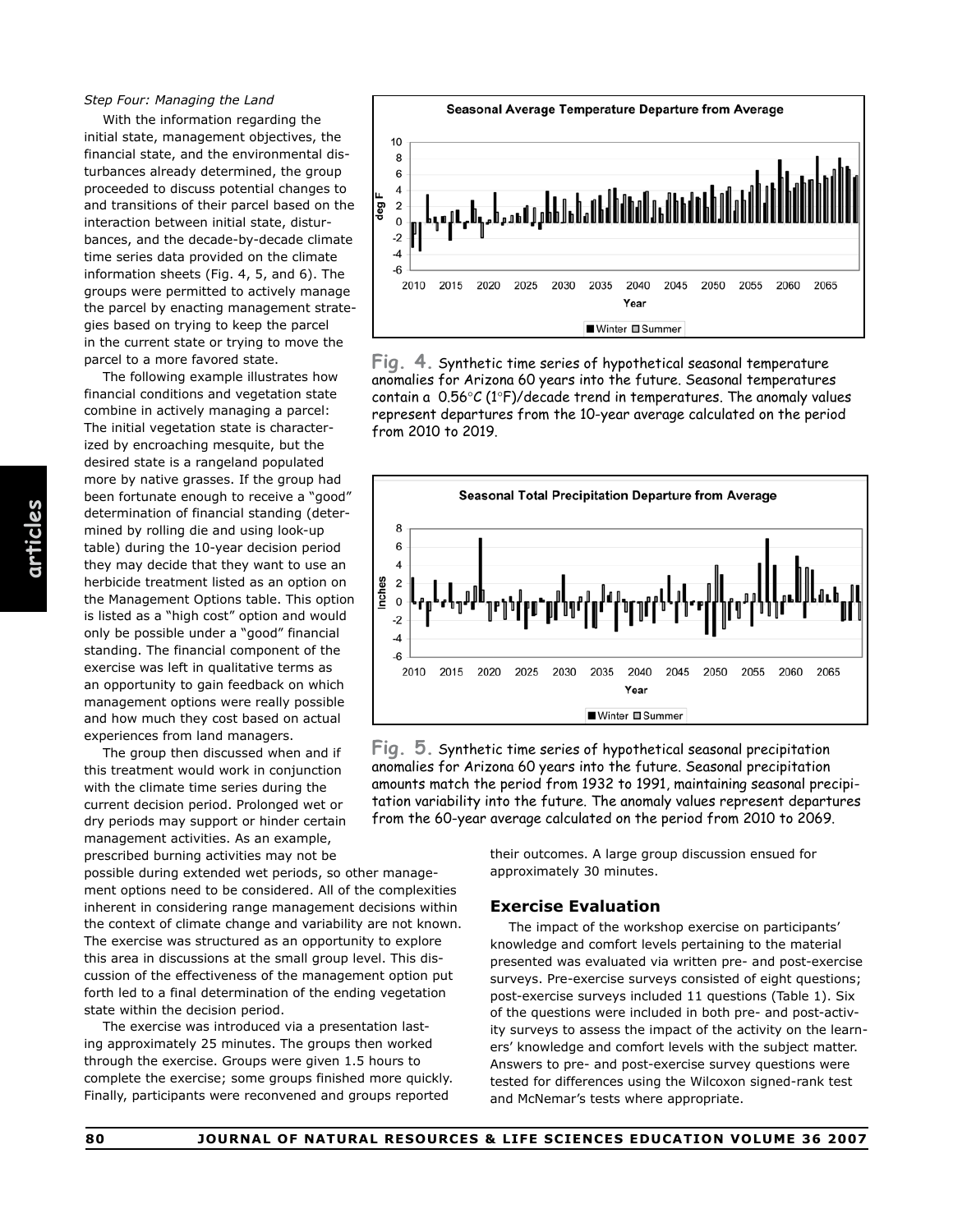*Step Four: Managing the Land*

With the information regarding the initial state, management objectives, the financial state, and the environmental disturbances already determined, the group proceeded to discuss potential changes to and transitions of their parcel based on the interaction between initial state, disturbances, and the decade-by-decade climate time series data provided on the climate information sheets (Fig. 4, 5, and 6). The groups were permitted to actively manage the parcel by enacting management strategies based on trying to keep the parcel in the current state or trying to move the parcel to a more favored state.

The following example illustrates how financial conditions and vegetation state combine in actively managing a parcel: The initial vegetation state is characterized by encroaching mesquite, but the desired state is a rangeland populated more by native grasses. If the group had been fortunate enough to receive a "good" determination of financial standing (determined by rolling die and using look-up table) during the 10-year decision period they may decide that they want to use an herbicide treatment listed as an option on the Management Options table. This option is listed as a "high cost" option and would only be possible under a "good" financial standing. The financial component of the exercise was left in qualitative terms as an opportunity to gain feedback on which management options were really possible and how much they cost based on actual experiences from land managers.

The group then discussed when and if this treatment would work in conjunction with the climate time series during the current decision period. Prolonged wet or dry periods may support or hinder certain management activities. As an example, prescribed burning activities may not be possible during extended wet periods, so other management options need to be considered. All of the complexities inherent in considering range management decisions within the context of climate change and variability are not known. The exercise was structured as an opportunity to explore this area in discussions at the small group level. This discussion of the effectiveness of the management option put forth led to a final determination of the ending vegetation state within the decision period.

The exercise was introduced via a presentation lasting approximately 25 minutes. The groups then worked through the exercise. Groups were given 1.5 hours to complete the exercise; some groups finished more quickly. Finally, participants were reconvened and groups reported their outcomes. A large group discussion ensued for approximately 30 minutes.

**Fig. 4.** Synthetic time series of hypothetical seasonal temperature anomalies for Arizona 60 years into the future. Seasonal temperatures contain a 0.56°C (1°F)/decade trend in temperatures. The anomaly values represent departures from the 10-year average calculated on the period from 2010 to 2019.

**Fig. 5.** Synthetic time series of hypothetical seasonal precipitation anomalies for Arizona 60 years into the future. Seasonal precipitation amounts match the period from 1932 to 1991, maintaining seasonal precipitation variability into the future. The anomaly values represent departures from the 60-year average calculated on the period from 2010 to 2069.

## Exercise Evaluation

The impact of the workshop exercise on participants' knowledge and comfort levels pertaining to the material presented was evaluated via written pre- and post-exercise surveys. Pre-exercise surveys consisted of eight questions; post-exercise surveys included 11 questions (Table 1). Six of the questions were included in both pre- and post-activity surveys to assess the impact of the activity on the learners' knowledge and comfort levels with the subject matter. Answers to pre- and post-exercise survey questions were tested for differences using the Wilcoxon signed-rank test and McNemar's tests where appropriate.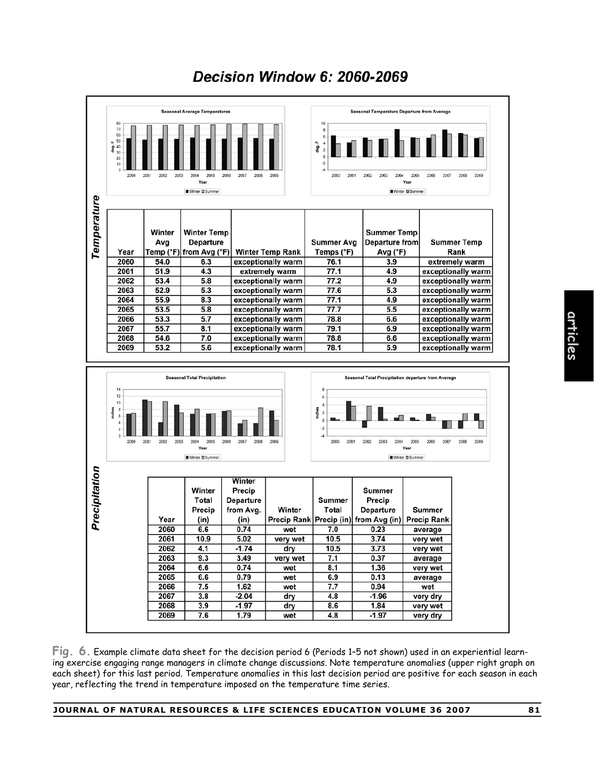# Decision Window 6: 2060-2069

## Temperature

| Year | Winter Avg Temp (°F) | Winter Temp Departure from Avg (°F) | Winter Temp Rank | Summer Avg Temps (°F) | Summer Temp Departure from Avg (°F) | Summer Temp Rank |
|---|---|---|---|---|---|---|
| 2060 | 54.0 | 6.3 | exceptionally warm | 76.1 | 3.9 | extremely warm |
| 2061 | 51.9 | 4.3 | extremely warm | 77.1 | 4.9 | exceptionally warm |
| 2062 | 53.4 | 5.8 | exceptionally warm | 77.2 | 4.9 | exceptionally warm |
| 2063 | 52.9 | 5.3 | exceptionally warm | 77.6 | 5.3 | exceptionally warm |
| 2064 | 55.9 | 8.3 | exceptionally warm | 77.1 | 4.9 | exceptionally warm |
| 2065 | 53.5 | 5.8 | exceptionally warm | 77.7 | 5.5 | exceptionally warm |
| 2066 | 53.3 | 5.7 | exceptionally warm | 78.8 | 6.6 | exceptionally warm |
| 2067 | 55.7 | 8.1 | exceptionally warm | 79.1 | 6.9 | exceptionally warm |
| 2068 | 54.6 | 7.0 | exceptionally warm | 78.8 | 6.6 | exceptionally warm |
| 2069 | 53.2 | 5.6 | exceptionally warm | 78.1 | 5.9 | exceptionally warm |

## Precipitation

| Year | Winter Total Precip (in) | Winter Precip Departure from Avg. (in) | Winter Precip Rank | Summer Total Precip (in) | Summer Precip Departure from Avg (in) | Summer Precip Rank |
|---|---|---|---|---|---|---|
| 2060 | 6.6 | 0.74 | wet | 7.0 | 0.23 | average |
| 2061 | 10.9 | 5.02 | very wet | 10.5 | 3.74 | very wet |
| 2062 | 4.1 | -1.74 | dry | 10.5 | 3.73 | very wet |
| 2063 | 9.3 | 3.49 | very wet | 7.1 | 0.37 | average |
| 2064 | 6.6 | 0.74 | wet | 8.1 | 1.36 | very wet |
| 2065 | 6.6 | 0.79 | wet | 6.9 | 0.13 | average |
| 2066 | 7.5 | 1.62 | wet | 7.7 | 0.94 | wet |
| 2067 | 3.8 | -2.04 | dry | 4.8 | -1.96 | very dry |
| 2068 | 3.9 | -1.97 | dry | 8.6 | 1.84 | very wet |
| 2069 | 7.6 | 1.79 | wet | 4.8 | -1.97 | very dry |

**Fig. 6.** Example climate data sheet for the decision period 6 (Periods 1–5 not shown) used in an experiential learning exercise engaging range managers in climate change discussions. Note temperature anomalies (upper right graph on each sheet) for this last period. Temperature anomalies in this last decision period are positive for each season in each year, reflecting the trend in temperature imposed on the temperature time series.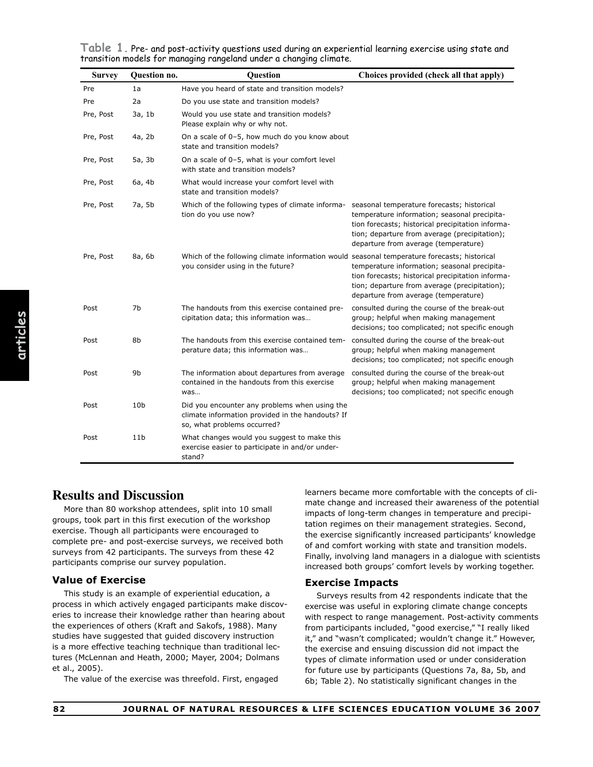**Table 1.** Pre- and post-activity questions used during an experiential learning exercise using state and transition models for managing rangeland under a changing climate.

| Survey | Question no. | Question | Choices provided (check all that apply) |
|---|---|---|---|
| Pre | 1a | Have you heard of state and transition models? | |
| Pre | 2a | Do you use state and transition models? | |
| Pre, Post | 3a, 1b | Would you use state and transition models? Please explain why or why not. | |
| Pre, Post | 4a, 2b | On a scale of 0–5, how much do you know about state and transition models? | |
| Pre, Post | 5a, 3b | On a scale of 0–5, what is your comfort level with state and transition models? | |
| Pre, Post | 6a, 4b | What would increase your comfort level with state and transition models? | |
| Pre, Post | 7a, 5b | Which of the following types of climate information do you use now? | seasonal temperature forecasts; historical temperature information; seasonal precipitation forecasts; historical precipitation information; departure from average (precipitation); departure from average (temperature) |
| Pre, Post | 8a, 6b | Which of the following climate information would you consider using in the future? | seasonal temperature forecasts; historical temperature information; seasonal precipitation forecasts; historical precipitation information; departure from average (precipitation); departure from average (temperature) |
| Post | 7b | The handouts from this exercise contained precipitation data; this information was… | consulted during the course of the break-out group; helpful when making management decisions; too complicated; not specific enough |
| Post | 8b | The handouts from this exercise contained temperature data; this information was… | consulted during the course of the break-out group; helpful when making management decisions; too complicated; not specific enough |
| Post | 9b | The information about departures from average contained in the handouts from this exercise was… | consulted during the course of the break-out group; helpful when making management decisions; too complicated; not specific enough |
| Post | 10b | Did you encounter any problems when using the climate information provided in the handouts? If so, what problems occurred? | |
| Post | 11b | What changes would you suggest to make this exercise easier to participate in and/or understand? | |

## Results and Discussion

More than 80 workshop attendees, split into 10 small groups, took part in this first execution of the workshop exercise. Though all participants were encouraged to complete pre- and post-exercise surveys, we received both surveys from 42 participants. The surveys from these 42 participants comprise our survey population.

### Value of Exercise

This study is an example of experiential education, a process in which actively engaged participants make discoveries to increase their knowledge rather than hearing about the experiences of others (Kraft and Sakofs, 1988). Many studies have suggested that guided discovery instruction is a more effective teaching technique than traditional lectures (McLennan and Heath, 2000; Mayer, 2004; Dolmans et al., 2005).

The value of the exercise was threefold. First, engaged learners became more comfortable with the concepts of climate change and increased their awareness of the potential impacts of long-term changes in temperature and precipitation regimes on their management strategies. Second, the exercise significantly increased participants' knowledge of and comfort working with state and transition models. Finally, involving land managers in a dialogue with scientists increased both groups' comfort levels by working together.

### Exercise Impacts

Surveys results from 42 respondents indicate that the exercise was useful in exploring climate change concepts with respect to range management. Post-activity comments from participants included, "good exercise," "I really liked it," and "wasn't complicated; wouldn't change it." However, the exercise and ensuing discussion did not impact the types of climate information used or under consideration for future use by participants (Questions 7a, 8a, 5b, and 6b; Table 2). No statistically significant changes in the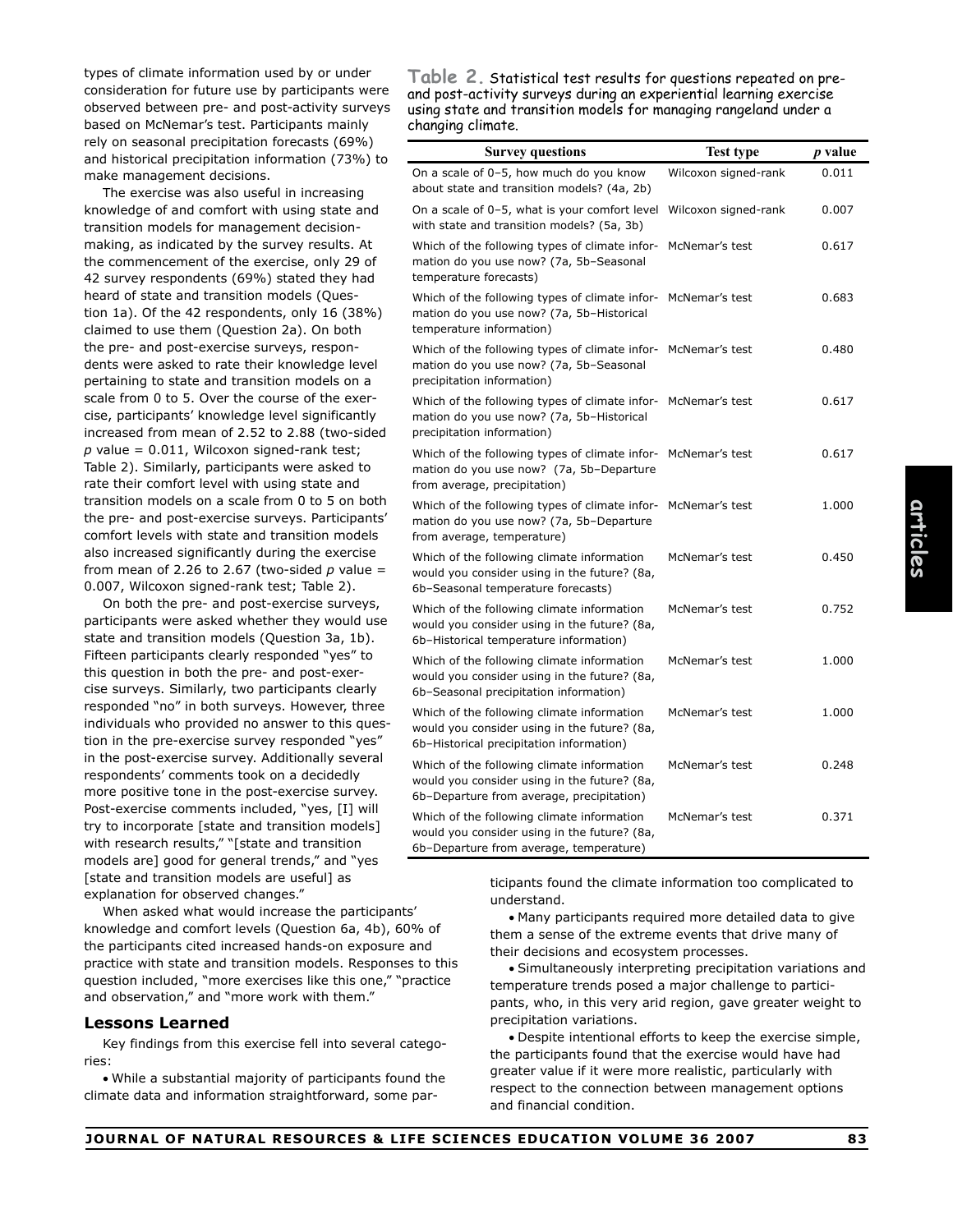types of climate information used by or under consideration for future use by participants were observed between pre- and post-activity surveys based on McNemar's test. Participants mainly rely on seasonal precipitation forecasts (69%) and historical precipitation information (73%) to make management decisions.

The exercise was also useful in increasing knowledge of and comfort with using state and transition models for management decision-making, as indicated by the survey results. At the commencement of the exercise, only 29 of 42 survey respondents (69%) stated they had heard of state and transition models (Question 1a). Of the 42 respondents, only 16 (38%) claimed to use them (Question 2a). On both the pre- and post-exercise surveys, respondents were asked to rate their knowledge level pertaining to state and transition models on a scale from 0 to 5. Over the course of the exercise, participants' knowledge level significantly increased from mean of 2.52 to 2.88 (two-sided $p$ value = 0.011, Wilcoxon signed-rank test; Table 2). Similarly, participants were asked to rate their comfort level with using state and transition models on a scale from 0 to 5 on both the pre- and post-exercise surveys. Participants' comfort levels with state and transition models also increased significantly during the exercise from mean of 2.26 to 2.67 (two-sided $p$ value = 0.007, Wilcoxon signed-rank test; Table 2).

On both the pre- and post-exercise surveys, participants were asked whether they would use state and transition models (Question 3a, 1b). Fifteen participants clearly responded "yes" to this question in both the pre- and post-exercise surveys. Similarly, two participants clearly responded "no" in both surveys. However, three individuals who provided no answer to this question in the pre-exercise survey responded "yes" in the post-exercise survey. Additionally several respondents' comments took on a decidedly more positive tone in the post-exercise survey. Post-exercise comments included, "yes, [I] will try to incorporate [state and transition models] with research results," "[state and transition models are] good for general trends," and "yes [state and transition models are useful] as explanation for observed changes."

When asked what would increase the participants' knowledge and comfort levels (Question 6a, 4b), 60% of the participants cited increased hands-on exposure and practice with state and transition models. Responses to this question included, "more exercises like this one," "practice and observation," and "more work with them."

**Table 2.** Statistical test results for questions repeated on pre- and post-activity surveys during an experiential learning exercise using state and transition models for managing rangeland under a changing climate.

| Survey questions | Test type | $p$ value |
|---|---|---|
| On a scale of 0–5, how much do you know about state and transition models? (4a, 2b) | Wilcoxon signed-rank | 0.011 |
| On a scale of 0–5, what is your comfort level with state and transition models? (5a, 3b) | Wilcoxon signed-rank | 0.007 |
| Which of the following types of climate information do you use now? (7a, 5b–Seasonal temperature forecasts) | McNemar's test | 0.617 |
| Which of the following types of climate information do you use now? (7a, 5b–Historical temperature information) | McNemar's test | 0.683 |
| Which of the following types of climate information do you use now? (7a, 5b–Seasonal precipitation information) | McNemar's test | 0.480 |
| Which of the following types of climate information do you use now? (7a, 5b–Historical precipitation information) | McNemar's test | 0.617 |
| Which of the following types of climate information do you use now? (7a, 5b–Departure from average, precipitation) | McNemar's test | 0.617 |
| Which of the following types of climate information do you use now? (7a, 5b–Departure from average, temperature) | McNemar's test | 1.000 |
| Which of the following climate information would you consider using in the future? (8a, 6b–Seasonal temperature forecasts) | McNemar's test | 0.450 |
| Which of the following climate information would you consider using in the future? (8a, 6b–Historical temperature information) | McNemar's test | 0.752 |
| Which of the following climate information would you consider using in the future? (8a, 6b–Seasonal precipitation information) | McNemar's test | 1.000 |
| Which of the following climate information would you consider using in the future? (8a, 6b–Historical precipitation information) | McNemar's test | 1.000 |
| Which of the following climate information would you consider using in the future? (8a, 6b–Departure from average, precipitation) | McNemar's test | 0.248 |
| Which of the following climate information would you consider using in the future? (8a, 6b–Departure from average, temperature) | McNemar's test | 0.371 |

## Lessons Learned

Key findings from this exercise fell into several categories:

- While a substantial majority of participants found the climate data and information straightforward, some participants found the climate information too complicated to understand.
- Many participants required more detailed data to give them a sense of the extreme events that drive many of their decisions and ecosystem processes.
- Simultaneously interpreting precipitation variations and temperature trends posed a major challenge to participants, who, in this very arid region, gave greater weight to precipitation variations.
- Despite intentional efforts to keep the exercise simple, the participants found that the exercise would have had greater value if it were more realistic, particularly with respect to the connection between management options and financial condition.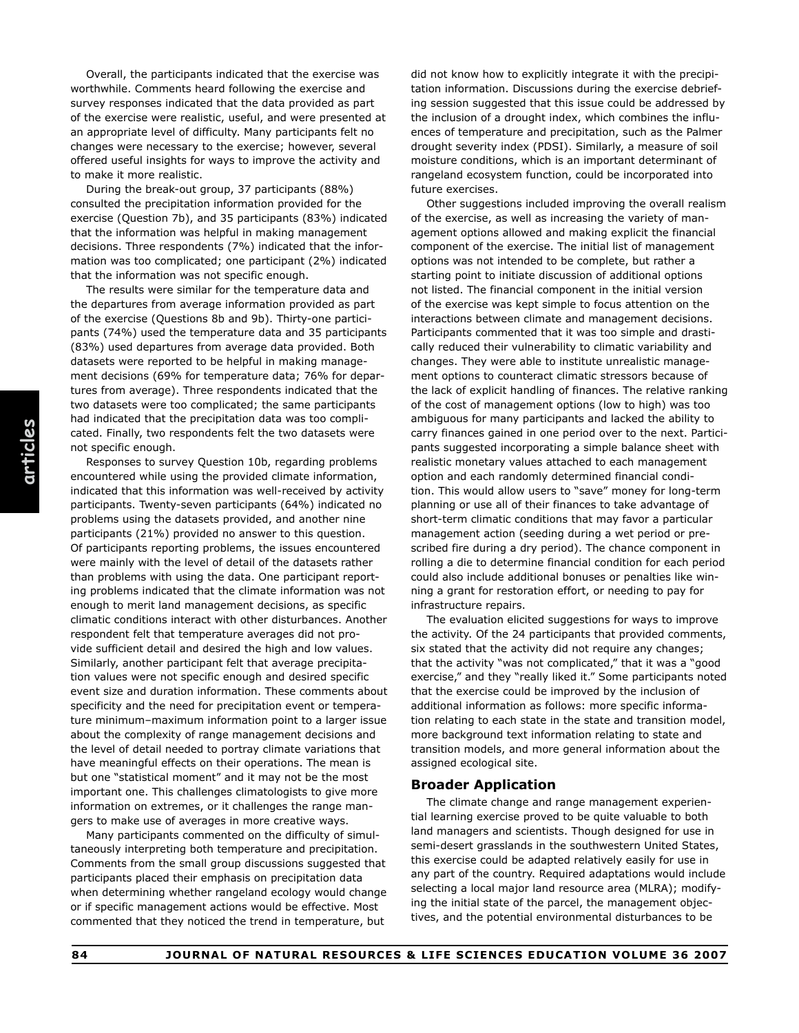Overall, the participants indicated that the exercise was worthwhile. Comments heard following the exercise and survey responses indicated that the data provided as part of the exercise were realistic, useful, and were presented at an appropriate level of difficulty. Many participants felt no changes were necessary to the exercise; however, several offered useful insights for ways to improve the activity and to make it more realistic.

During the break-out group, 37 participants (88%) consulted the precipitation information provided for the exercise (Question 7b), and 35 participants (83%) indicated that the information was helpful in making management decisions. Three respondents (7%) indicated that the information was too complicated; one participant (2%) indicated that the information was not specific enough.

The results were similar for the temperature data and the departures from average information provided as part of the exercise (Questions 8b and 9b). Thirty-one participants (74%) used the temperature data and 35 participants (83%) used departures from average data provided. Both datasets were reported to be helpful in making management decisions (69% for temperature data; 76% for departures from average). Three respondents indicated that the two datasets were too complicated; the same participants had indicated that the precipitation data was too complicated. Finally, two respondents felt the two datasets were not specific enough.

Responses to survey Question 10b, regarding problems encountered while using the provided climate information, indicated that this information was well-received by activity participants. Twenty-seven participants (64%) indicated no problems using the datasets provided, and another nine participants (21%) provided no answer to this question. Of participants reporting problems, the issues encountered were mainly with the level of detail of the datasets rather than problems with using the data. One participant reporting problems indicated that the climate information was not enough to merit land management decisions, as specific climatic conditions interact with other disturbances. Another respondent felt that temperature averages did not provide sufficient detail and desired the high and low values. Similarly, another participant felt that average precipitation values were not specific enough and desired specific event size and duration information. These comments about specificity and the need for precipitation event or temperature minimum–maximum information point to a larger issue about the complexity of range management decisions and the level of detail needed to portray climate variations that have meaningful effects on their operations. The mean is but one "statistical moment" and it may not be the most important one. This challenges climatologists to give more information on extremes, or it challenges the range mangers to make use of averages in more creative ways.

Many participants commented on the difficulty of simultaneously interpreting both temperature and precipitation. Comments from the small group discussions suggested that participants placed their emphasis on precipitation data when determining whether rangeland ecology would change or if specific management actions would be effective. Most commented that they noticed the trend in temperature, but did not know how to explicitly integrate it with the precipitation information. Discussions during the exercise debriefing session suggested that this issue could be addressed by the inclusion of a drought index, which combines the influences of temperature and precipitation, such as the Palmer drought severity index (PDSI). Similarly, a measure of soil moisture conditions, which is an important determinant of rangeland ecosystem function, could be incorporated into future exercises.

Other suggestions included improving the overall realism of the exercise, as well as increasing the variety of management options allowed and making explicit the financial component of the exercise. The initial list of management options was not intended to be complete, but rather a starting point to initiate discussion of additional options not listed. The financial component in the initial version of the exercise was kept simple to focus attention on the interactions between climate and management decisions. Participants commented that it was too simple and drastically reduced their vulnerability to climatic variability and changes. They were able to institute unrealistic management options to counteract climatic stressors because of the lack of explicit handling of finances. The relative ranking of the cost of management options (low to high) was too ambiguous for many participants and lacked the ability to carry finances gained in one period over to the next. Participants suggested incorporating a simple balance sheet with realistic monetary values attached to each management option and each randomly determined financial condition. This would allow users to "save" money for long-term planning or use all of their finances to take advantage of short-term climatic conditions that may favor a particular management action (seeding during a wet period or prescribed fire during a dry period). The chance component in rolling a die to determine financial condition for each period could also include additional bonuses or penalties like winning a grant for restoration effort, or needing to pay for infrastructure repairs.

The evaluation elicited suggestions for ways to improve the activity. Of the 24 participants that provided comments, six stated that the activity did not require any changes; that the activity "was not complicated," that it was a "good exercise," and they "really liked it." Some participants noted that the exercise could be improved by the inclusion of additional information as follows: more specific information relating to each state in the state and transition model, more background text information relating to state and transition models, and more general information about the assigned ecological site.

## Broader Application

The climate change and range management experiential learning exercise proved to be quite valuable to both land managers and scientists. Though designed for use in semi-desert grasslands in the southwestern United States, this exercise could be adapted relatively easily for use in any part of the country. Required adaptations would include selecting a local major land resource area (MLRA); modifying the initial state of the parcel, the management objectives, and the potential environmental disturbances to be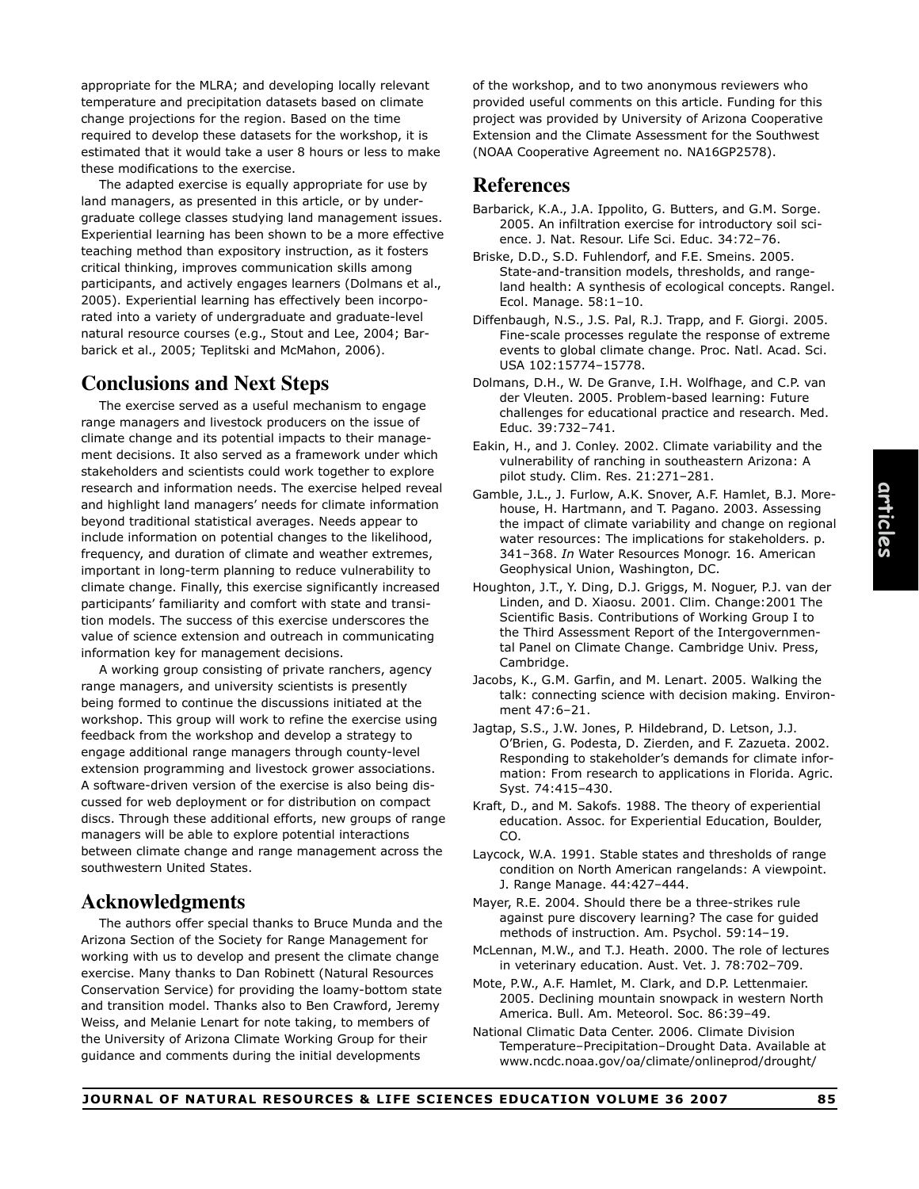appropriate for the MLRA; and developing locally relevant temperature and precipitation datasets based on climate change projections for the region. Based on the time required to develop these datasets for the workshop, it is estimated that it would take a user 8 hours or less to make these modifications to the exercise.

The adapted exercise is equally appropriate for use by land managers, as presented in this article, or by undergraduate college classes studying land management issues. Experiential learning has been shown to be a more effective teaching method than expository instruction, as it fosters critical thinking, improves communication skills among participants, and actively engages learners (Dolmans et al., 2005). Experiential learning has effectively been incorporated into a variety of undergraduate and graduate-level natural resource courses (e.g., Stout and Lee, 2004; Barbarick et al., 2005; Teplitski and McMahon, 2006).

## Conclusions and Next Steps

The exercise served as a useful mechanism to engage range managers and livestock producers on the issue of climate change and its potential impacts to their management decisions. It also served as a framework under which stakeholders and scientists could work together to explore research and information needs. The exercise helped reveal and highlight land managers' needs for climate information beyond traditional statistical averages. Needs appear to include information on potential changes to the likelihood, frequency, and duration of climate and weather extremes, important in long-term planning to reduce vulnerability to climate change. Finally, this exercise significantly increased participants' familiarity and comfort with state and transition models. The success of this exercise underscores the value of science extension and outreach in communicating information key for management decisions.

A working group consisting of private ranchers, agency range managers, and university scientists is presently being formed to continue the discussions initiated at the workshop. This group will work to refine the exercise using feedback from the workshop and develop a strategy to engage additional range managers through county-level extension programming and livestock grower associations. A software-driven version of the exercise is also being discussed for web deployment or for distribution on compact discs. Through these additional efforts, new groups of range managers will be able to explore potential interactions between climate change and range management across the southwestern United States.

## Acknowledgments

The authors offer special thanks to Bruce Munda and the Arizona Section of the Society for Range Management for working with us to develop and present the climate change exercise. Many thanks to Dan Robinett (Natural Resources Conservation Service) for providing the loamy-bottom state and transition model. Thanks also to Ben Crawford, Jeremy Weiss, and Melanie Lenart for note taking, to members of the University of Arizona Climate Working Group for their guidance and comments during the initial developments of the workshop, and to two anonymous reviewers who provided useful comments on this article. Funding for this project was provided by University of Arizona Cooperative Extension and the Climate Assessment for the Southwest (NOAA Cooperative Agreement no. NA16GP2578).

## References

Barbarick, K.A., J.A. Ippolito, G. Butters, and G.M. Sorge. 2005. An infiltration exercise for introductory soil science. J. Nat. Resour. Life Sci. Educ. 34:72–76.

Briske, D.D., S.D. Fuhlendorf, and F.E. Smeins. 2005. State-and-transition models, thresholds, and rangeland health: A synthesis of ecological concepts. Rangel. Ecol. Manage. 58:1–10.

Diffenbaugh, N.S., J.S. Pal, R.J. Trapp, and F. Giorgi. 2005. Fine-scale processes regulate the response of extreme events to global climate change. Proc. Natl. Acad. Sci. USA 102:15774–15778.

Dolmans, D.H., W. De Granve, I.H. Wolfhage, and C.P. van der Vleuten. 2005. Problem-based learning: Future challenges for educational practice and research. Med. Educ. 39:732–741.

Eakin, H., and J. Conley. 2002. Climate variability and the vulnerability of ranching in southeastern Arizona: A pilot study. Clim. Res. 21:271–281.

Gamble, J.L., J. Furlow, A.K. Snover, A.F. Hamlet, B.J. Morehouse, H. Hartmann, and T. Pagano. 2003. Assessing the impact of climate variability and change on regional water resources: The implications for stakeholders. p. 341–368. *In* Water Resources Monogr. 16. American Geophysical Union, Washington, DC.

Houghton, J.T., Y. Ding, D.J. Griggs, M. Noguer, P.J. van der Linden, and D. Xiaosu. 2001. Clim. Change:2001 The Scientific Basis. Contributions of Working Group I to the Third Assessment Report of the Intergovernmental Panel on Climate Change. Cambridge Univ. Press, Cambridge.

Jacobs, K., G.M. Garfin, and M. Lenart. 2005. Walking the talk: connecting science with decision making. Environment 47:6–21.

Jagtap, S.S., J.W. Jones, P. Hildebrand, D. Letson, J.J. O'Brien, G. Podesta, D. Zierden, and F. Zazueta. 2002. Responding to stakeholder's demands for climate information: From research to applications in Florida. Agric. Syst. 74:415–430.

Kraft, D., and M. Sakofs. 1988. The theory of experiential education. Assoc. for Experiential Education, Boulder, CO.

Laycock, W.A. 1991. Stable states and thresholds of range condition on North American rangelands: A viewpoint. J. Range Manage. 44:427–444.

Mayer, R.E. 2004. Should there be a three-strikes rule against pure discovery learning? The case for guided methods of instruction. Am. Psychol. 59:14–19.

McLennan, M.W., and T.J. Heath. 2000. The role of lectures in veterinary education. Aust. Vet. J. 78:702–709.

Mote, P.W., A.F. Hamlet, M. Clark, and D.P. Lettenmaier. 2005. Declining mountain snowpack in western North America. Bull. Am. Meteorol. Soc. 86:39–49.

National Climatic Data Center. 2006. Climate Division Temperature–Precipitation–Drought Data. Available at www.ncdc.noaa.gov/oa/climate/onlineprod/drought/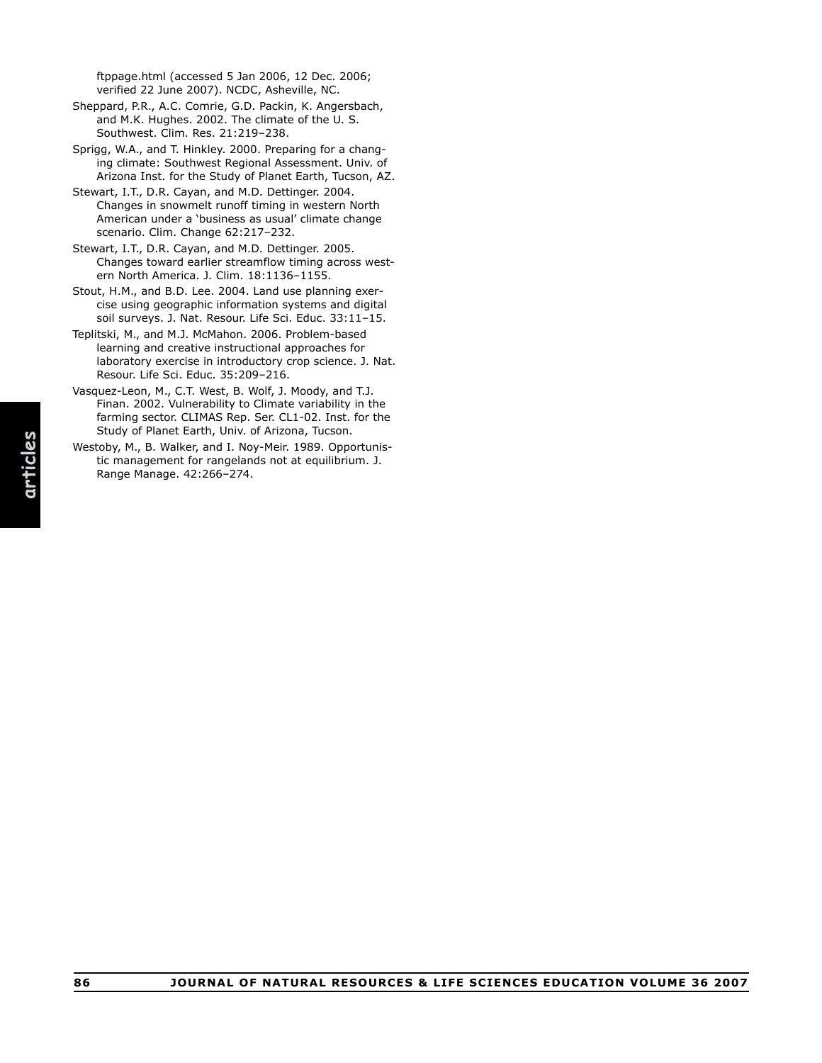ftppage.html (accessed 5 Jan 2006, 12 Dec. 2006; verified 22 June 2007). NCDC, Asheville, NC.

Sheppard, P.R., A.C. Comrie, G.D. Packin, K. Angersbach, and M.K. Hughes. 2002. The climate of the U. S. Southwest. Clim. Res. 21:219–238.

Sprigg, W.A., and T. Hinkley. 2000. Preparing for a changing climate: Southwest Regional Assessment. Univ. of Arizona Inst. for the Study of Planet Earth, Tucson, AZ.

Stewart, I.T., D.R. Cayan, and M.D. Dettinger. 2004. Changes in snowmelt runoff timing in western North American under a 'business as usual' climate change scenario. Clim. Change 62:217–232.

Stewart, I.T., D.R. Cayan, and M.D. Dettinger. 2005. Changes toward earlier streamflow timing across western North America. J. Clim. 18:1136–1155.

Stout, H.M., and B.D. Lee. 2004. Land use planning exercise using geographic information systems and digital soil surveys. J. Nat. Resour. Life Sci. Educ. 33:11–15.

Teplitski, M., and M.J. McMahon. 2006. Problem-based learning and creative instructional approaches for laboratory exercise in introductory crop science. J. Nat. Resour. Life Sci. Educ. 35:209–216.

Vasquez-Leon, M., C.T. West, B. Wolf, J. Moody, and T.J. Finan. 2002. Vulnerability to Climate variability in the farming sector. CLIMAS Rep. Ser. CL1-02. Inst. for the Study of Planet Earth, Univ. of Arizona, Tucson.

Westoby, M., B. Walker, and I. Noy-Meir. 1989. Opportunistic management for rangelands not at equilibrium. J. Range Manage. 42:266–274.